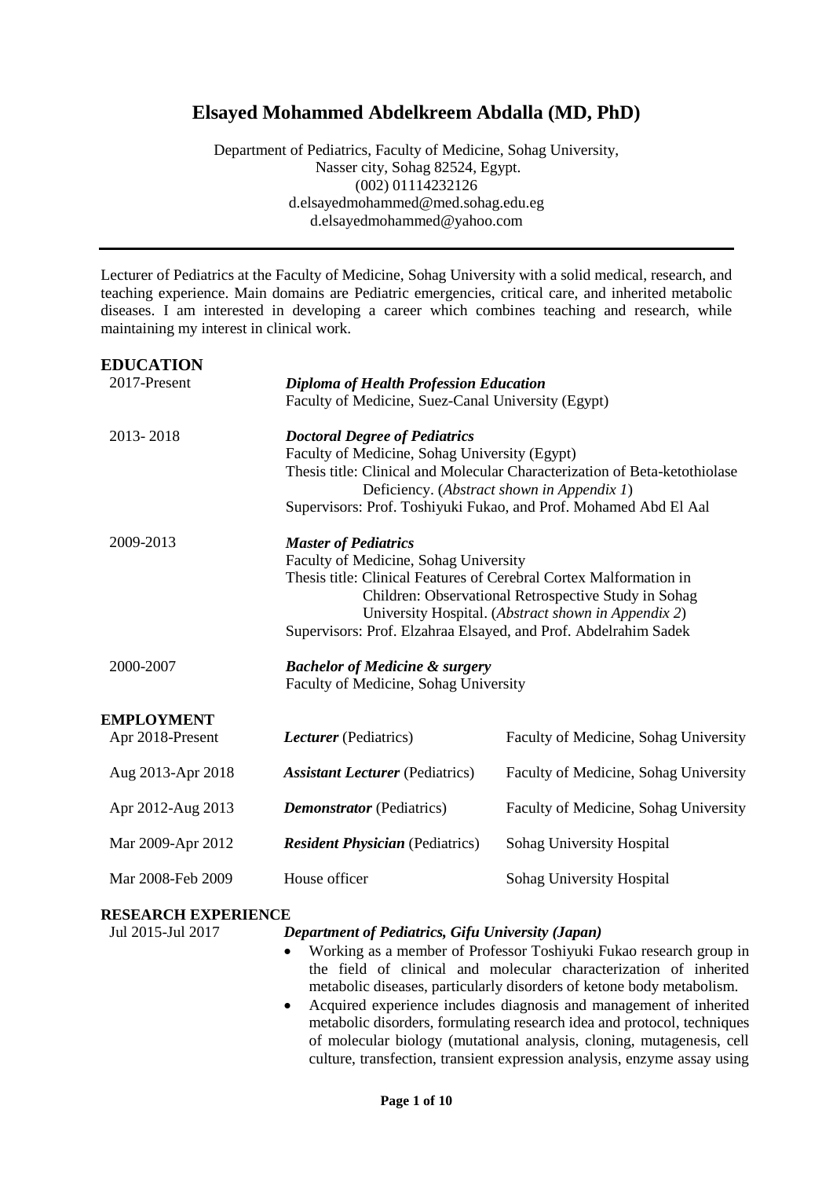# Elsayed Mohammed Abdelkreem Abdalla (MD, PhD)

Department of Pediatrics, Faculty of Medicine, Sohag University,
Nasser city, Sohag 82524, Egypt.
(002) 01114232126
d.elsayedmohammed@med.sohag.edu.eg
d.elsayedmohammed@yahoo.com

---

Lecturer of Pediatrics at the Faculty of Medicine, Sohag University with a solid medical, research, and teaching experience. Main domains are Pediatric emergencies, critical care, and inherited metabolic diseases. I am interested in developing a career which combines teaching and research, while maintaining my interest in clinical work.

## EDUCATION

2017-Present
***Diploma of Health Profession Education***
Faculty of Medicine, Suez-Canal University (Egypt)

2013- 2018
***Doctoral Degree of Pediatrics***
Faculty of Medicine, Sohag University (Egypt)
Thesis title: Clinical and Molecular Characterization of Beta-ketothiolase Deficiency. (*Abstract shown in Appendix 1*)
Supervisors: Prof. Toshiyuki Fukao, and Prof. Mohamed Abd El Aal

2009-2013
***Master of Pediatrics***
Faculty of Medicine, Sohag University
Thesis title: Clinical Features of Cerebral Cortex Malformation in Children: Observational Retrospective Study in Sohag University Hospital. (*Abstract shown in Appendix 2*)
Supervisors: Prof. Elzahraa Elsayed, and Prof. Abdelrahim Sadek

2000-2007
***Bachelor of Medicine & surgery***
Faculty of Medicine, Sohag University

## EMPLOYMENT

| | | |
|---|---|---|
| Apr 2018-Present | ***Lecturer*** (Pediatrics) | Faculty of Medicine, Sohag University |
| Aug 2013-Apr 2018 | ***Assistant Lecturer*** (Pediatrics) | Faculty of Medicine, Sohag University |
| Apr 2012-Aug 2013 | ***Demonstrator*** (Pediatrics) | Faculty of Medicine, Sohag University |
| Mar 2009-Apr 2012 | ***Resident Physician*** (Pediatrics) | Sohag University Hospital |
| Mar 2008-Feb 2009 | House officer | Sohag University Hospital |

## RESEARCH EXPERIENCE

Jul 2015-Jul 2017
***Department of Pediatrics, Gifu University (Japan)***

- Working as a member of Professor Toshiyuki Fukao research group in the field of clinical and molecular characterization of inherited metabolic diseases, particularly disorders of ketone body metabolism.
- Acquired experience includes diagnosis and management of inherited metabolic disorders, formulating research idea and protocol, techniques of molecular biology (mutational analysis, cloning, mutagenesis, cell culture, transfection, transient expression analysis, enzyme assay using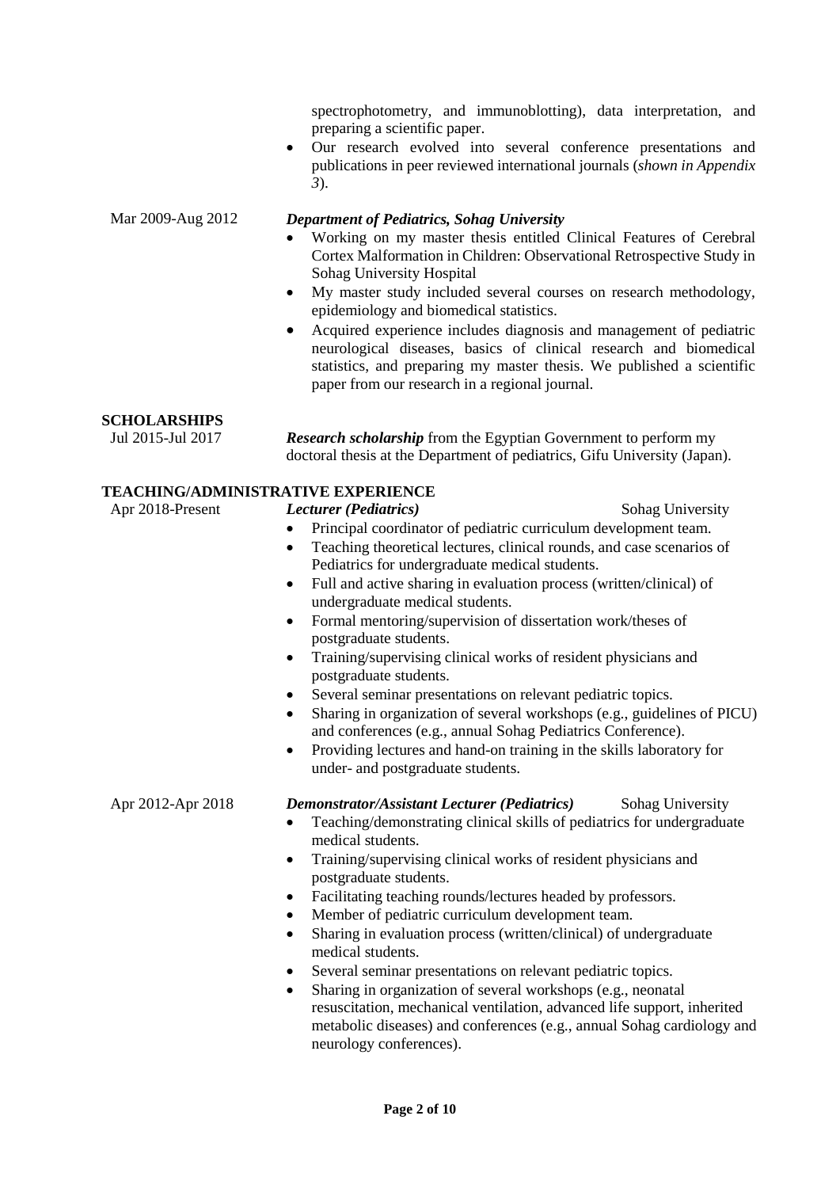- spectrophotometry, and immunoblotting), data interpretation, and preparing a scientific paper.
- Our research evolved into several conference presentations and publications in peer reviewed international journals (*shown in Appendix 3*).

Mar 2009-Aug 2012 — ***Department of Pediatrics, Sohag University***

- Working on my master thesis entitled Clinical Features of Cerebral Cortex Malformation in Children: Observational Retrospective Study in Sohag University Hospital
- My master study included several courses on research methodology, epidemiology and biomedical statistics.
- Acquired experience includes diagnosis and management of pediatric neurological diseases, basics of clinical research and biomedical statistics, and preparing my master thesis. We published a scientific paper from our research in a regional journal.

## SCHOLARSHIPS

Jul 2015-Jul 2017 — ***Research scholarship*** from the Egyptian Government to perform my doctoral thesis at the Department of pediatrics, Gifu University (Japan).

## TEACHING/ADMINISTRATIVE EXPERIENCE

Apr 2018-Present — ***Lecturer (Pediatrics)*** — Sohag University

- Principal coordinator of pediatric curriculum development team.
- Teaching theoretical lectures, clinical rounds, and case scenarios of Pediatrics for undergraduate medical students.
- Full and active sharing in evaluation process (written/clinical) of undergraduate medical students.
- Formal mentoring/supervision of dissertation work/theses of postgraduate students.
- Training/supervising clinical works of resident physicians and postgraduate students.
- Several seminar presentations on relevant pediatric topics.
- Sharing in organization of several workshops (e.g., guidelines of PICU) and conferences (e.g., annual Sohag Pediatrics Conference).
- Providing lectures and hand-on training in the skills laboratory for under- and postgraduate students.

Apr 2012-Apr 2018 — ***Demonstrator/Assistant Lecturer (Pediatrics)*** — Sohag University

- Teaching/demonstrating clinical skills of pediatrics for undergraduate medical students.
- Training/supervising clinical works of resident physicians and postgraduate students.
- Facilitating teaching rounds/lectures headed by professors.
- Member of pediatric curriculum development team.
- Sharing in evaluation process (written/clinical) of undergraduate medical students.
- Several seminar presentations on relevant pediatric topics.
- Sharing in organization of several workshops (e.g., neonatal resuscitation, mechanical ventilation, advanced life support, inherited metabolic diseases) and conferences (e.g., annual Sohag cardiology and neurology conferences).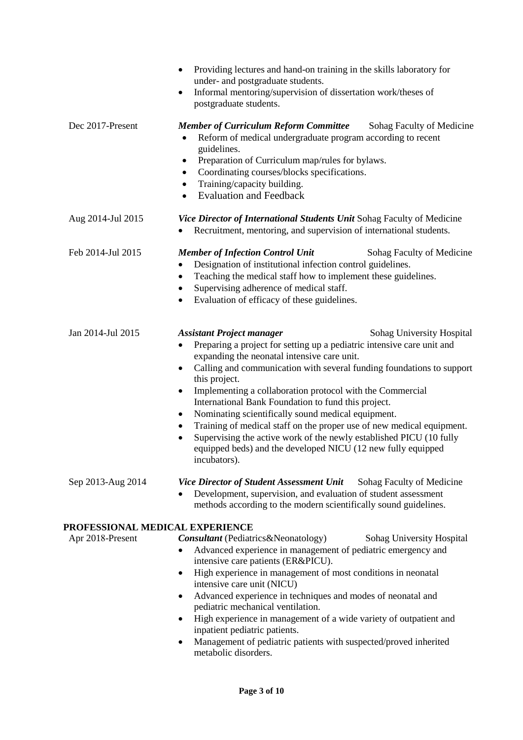- Providing lectures and hands-on training in the skills laboratory for under- and postgraduate students.
- Informal mentoring/supervision of dissertation work/theses of postgraduate students.

Dec 2017-Present — ***Member of Curriculum Reform Committee*** Sohag Faculty of Medicine

- Reform of medical undergraduate program according to recent guidelines.
- Preparation of Curriculum map/rules for bylaws.
- Coordinating courses/blocks specifications.
- Training/capacity building.
- Evaluation and Feedback

Aug 2014-Jul 2015 — ***Vice Director of International Students Unit*** Sohag Faculty of Medicine

- Recruitment, mentoring, and supervision of international students.

Feb 2014-Jul 2015 — ***Member of Infection Control Unit*** Sohag Faculty of Medicine

- Designation of institutional infection control guidelines.
- Teaching the medical staff how to implement these guidelines.
- Supervising adherence of medical staff.
- Evaluation of efficacy of these guidelines.

Jan 2014-Jul 2015 — ***Assistant Project manager*** Sohag University Hospital

- Preparing a project for setting up a pediatric intensive care unit and expanding the neonatal intensive care unit.
- Calling and communication with several funding foundations to support this project.
- Implementing a collaboration protocol with the Commercial International Bank Foundation to fund this project.
- Nominating scientifically sound medical equipment.
- Training of medical staff on the proper use of new medical equipment.
- Supervising the active work of the newly established PICU (10 fully equipped beds) and the developed NICU (12 new fully equipped incubators).

Sep 2013-Aug 2014 — ***Vice Director of Student Assessment Unit*** Sohag Faculty of Medicine

- Development, supervision, and evaluation of student assessment methods according to the modern scientifically sound guidelines.

## PROFESSIONAL MEDICAL EXPERIENCE

Apr 2018-Present — ***Consultant*** (Pediatrics&Neonatology) Sohag University Hospital

- Advanced experience in management of pediatric emergency and intensive care patients (ER&PICU).
- High experience in management of most conditions in neonatal intensive care unit (NICU)
- Advanced experience in techniques and modes of neonatal and pediatric mechanical ventilation.
- High experience in management of a wide variety of outpatient and inpatient pediatric patients.
- Management of pediatric patients with suspected/proved inherited metabolic disorders.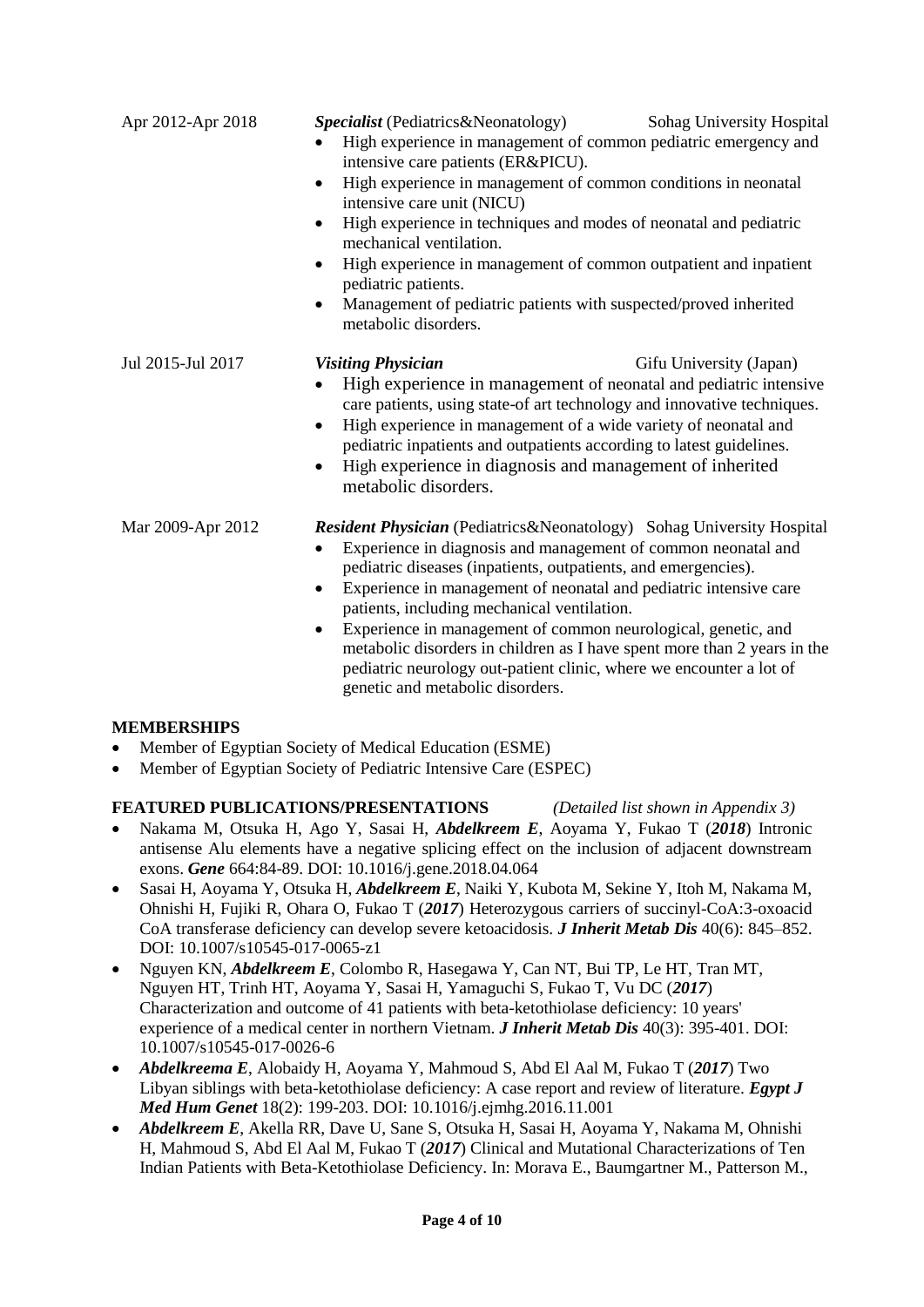Apr 2012-Apr 2018 — ***Specialist*** (Pediatrics&Neonatology) — Sohag University Hospital

- High experience in management of common pediatric emergency and intensive care patients (ER&PICU).
- High experience in management of common conditions in neonatal intensive care unit (NICU)
- High experience in techniques and modes of neonatal and pediatric mechanical ventilation.
- High experience in management of common outpatient and inpatient pediatric patients.
- Management of pediatric patients with suspected/proved inherited metabolic disorders.

Jul 2015-Jul 2017 — ***Visiting Physician*** — Gifu University (Japan)

- High experience in management of neonatal and pediatric intensive care patients, using state-of art technology and innovative techniques.
- High experience in management of a wide variety of neonatal and pediatric inpatients and outpatients according to latest guidelines.
- High experience in diagnosis and management of inherited metabolic disorders.

Mar 2009-Apr 2012 — ***Resident Physician*** (Pediatrics&Neonatology) — Sohag University Hospital

- Experience in diagnosis and management of common neonatal and pediatric diseases (inpatients, outpatients, and emergencies).
- Experience in management of neonatal and pediatric intensive care patients, including mechanical ventilation.
- Experience in management of common neurological, genetic, and metabolic disorders in children as I have spent more than 2 years in the pediatric neurology out-patient clinic, where we encounter a lot of genetic and metabolic disorders.

**MEMBERSHIPS**

- Member of Egyptian Society of Medical Education (ESME)
- Member of Egyptian Society of Pediatric Intensive Care (ESPEC)

**FEATURED PUBLICATIONS/PRESENTATIONS** *(Detailed list shown in Appendix 3)*

- Nakama M, Otsuka H, Ago Y, Sasai H, ***Abdelkreem E***, Aoyama Y, Fukao T (***2018***) Intronic antisense Alu elements have a negative splicing effect on the inclusion of adjacent downstream exons. ***Gene*** 664:84-89. DOI: 10.1016/j.gene.2018.04.064
- Sasai H, Aoyama Y, Otsuka H, ***Abdelkreem E***, Naiki Y, Kubota M, Sekine Y, Itoh M, Nakama M, Ohnishi H, Fujiki R, Ohara O, Fukao T (***2017***) Heterozygous carriers of succinyl-CoA:3-oxoacid CoA transferase deficiency can develop severe ketoacidosis. ***J Inherit Metab Dis*** 40(6): 845–852. DOI: 10.1007/s10545-017-0065-z1
- Nguyen KN, ***Abdelkreem E***, Colombo R, Hasegawa Y, Can NT, Bui TP, Le HT, Tran MT, Nguyen HT, Trinh HT, Aoyama Y, Sasai H, Yamaguchi S, Fukao T, Vu DC (***2017***) Characterization and outcome of 41 patients with beta-ketothiolase deficiency: 10 years' experience of a medical center in northern Vietnam. ***J Inherit Metab Dis*** 40(3): 395-401. DOI: 10.1007/s10545-017-0026-6
- ***Abdelkreema E***, Alobaidy H, Aoyama Y, Mahmoud S, Abd El Aal M, Fukao T (***2017***) Two Libyan siblings with beta-ketothiolase deficiency: A case report and review of literature. ***Egypt J Med Hum Genet*** 18(2): 199-203. DOI: 10.1016/j.ejmhg.2016.11.001
- ***Abdelkreem E***, Akella RR, Dave U, Sane S, Otsuka H, Sasai H, Aoyama Y, Nakama M, Ohnishi H, Mahmoud S, Abd El Aal M, Fukao T (***2017***) Clinical and Mutational Characterizations of Ten Indian Patients with Beta-Ketothiolase Deficiency. In: Morava E., Baumgartner M., Patterson M.,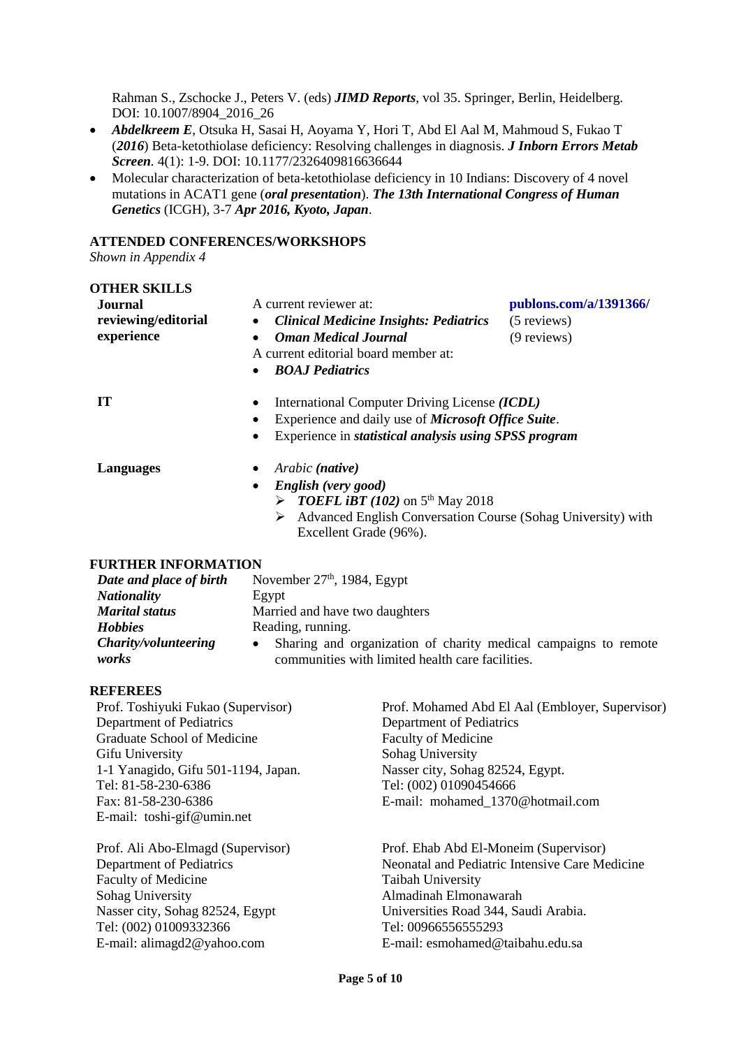Rahman S., Zschocke J., Peters V. (eds) ***JIMD Reports***, vol 35. Springer, Berlin, Heidelberg. DOI: 10.1007/8904_2016_26

- ***Abdelkreem E***, Otsuka H, Sasai H, Aoyama Y, Hori T, Abd El Aal M, Mahmoud S, Fukao T (***2016***) Beta-ketothiolase deficiency: Resolving challenges in diagnosis. ***J Inborn Errors Metab Screen***. 4(1): 1-9. DOI: 10.1177/2326409816636644
- Molecular characterization of beta-ketothiolase deficiency in 10 Indians: Discovery of 4 novel mutations in ACAT1 gene (***oral presentation***). ***The 13th International Congress of Human Genetics*** (ICGH), 3-7 ***Apr 2016, Kyoto, Japan***.

## ATTENDED CONFERENCES/WORKSHOPS

*Shown in Appendix 4*

## OTHER SKILLS

**Journal reviewing/editorial experience**

A current reviewer at: **publons.com/a/1391366/**

- ***Clinical Medicine Insights: Pediatrics*** (5 reviews)
- ***Oman Medical Journal*** (9 reviews)

A current editorial board member at:

- ***BOAJ Pediatrics***

**IT**

- International Computer Driving License ***(ICDL)***
- Experience and daily use of ***Microsoft Office Suite***.
- Experience in ***statistical analysis using SPSS program***

**Languages**

- *Arabic* ***(native)***
- ***English (very good)***
  - ***TOEFL iBT (102)*** on 5th May 2018
  - Advanced English Conversation Course (Sohag University) with Excellent Grade (96%).

## FURTHER INFORMATION

| | |
|---|---|
| ***Date and place of birth*** | November 27th, 1984, Egypt |
| ***Nationality*** | Egypt |
| ***Marital status*** | Married and have two daughters |
| ***Hobbies*** | Reading, running. |
| ***Charity/volunteering works*** | • Sharing and organization of charity medical campaigns to remote communities with limited health care facilities. |

## REFEREES

Prof. Toshiyuki Fukao (Supervisor)
Department of Pediatrics
Graduate School of Medicine
Gifu University
1-1 Yanagido, Gifu 501-1194, Japan.
Tel: 81-58-230-6386
Fax: 81-58-230-6386
E-mail: toshi-gif@umin.net

Prof. Mohamed Abd El Aal (Embloyer, Supervisor)
Department of Pediatrics
Faculty of Medicine
Sohag University
Nasser city, Sohag 82524, Egypt.
Tel: (002) 01090454666
E-mail: mohamed_1370@hotmail.com

Prof. Ali Abo-Elmagd (Supervisor)
Department of Pediatrics
Faculty of Medicine
Sohag University
Nasser city, Sohag 82524, Egypt
Tel: (002) 01009332366
E-mail: alimagd2@yahoo.com

Prof. Ehab Abd El-Moneim (Supervisor)
Neonatal and Pediatric Intensive Care Medicine
Taibah University
Almadinah Elmonawarah
Universities Road 344, Saudi Arabia.
Tel: 00966556555293
E-mail: esmohamed@taibahu.edu.sa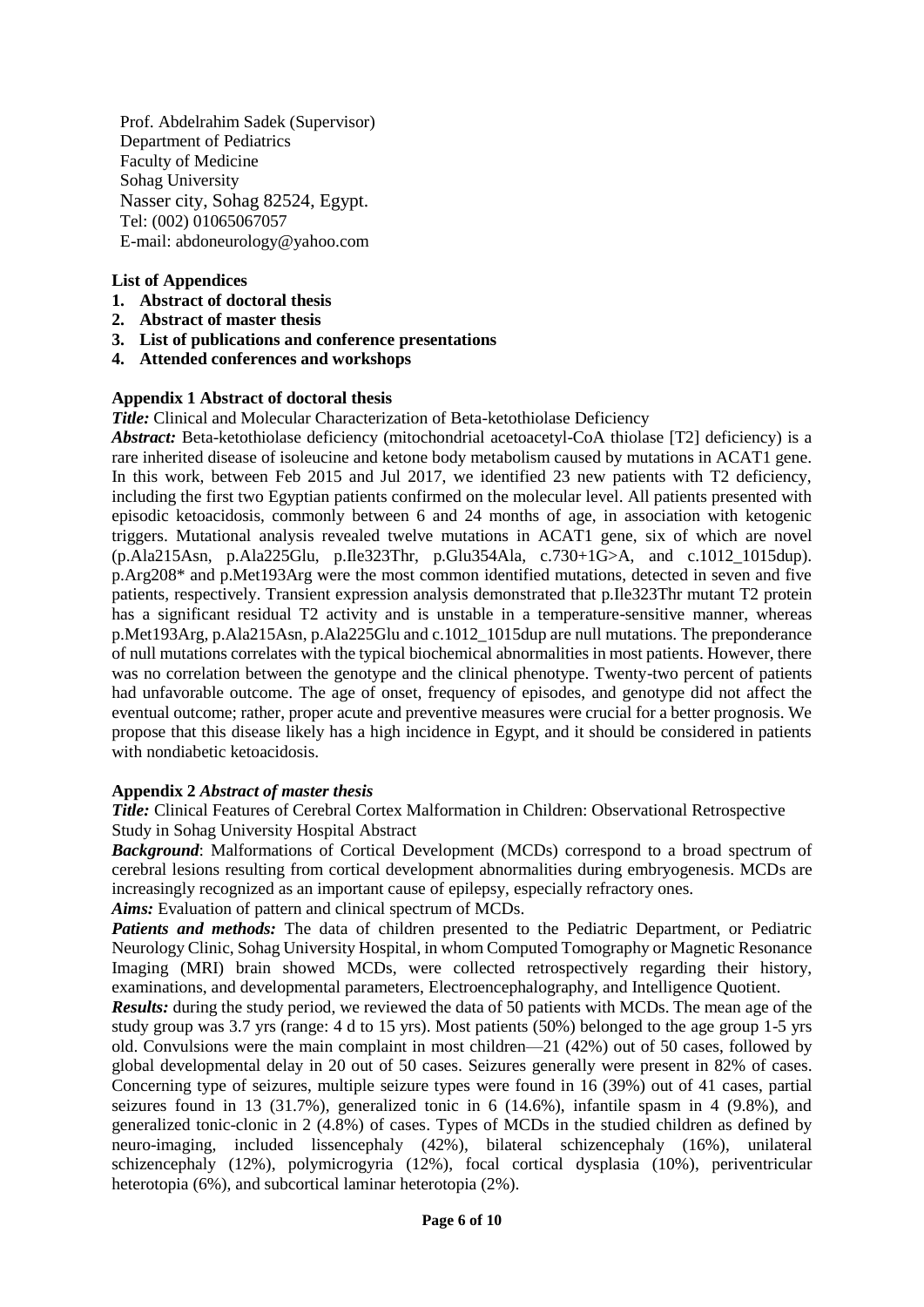Prof. Abdelrahim Sadek (Supervisor)
Department of Pediatrics
Faculty of Medicine
Sohag University
Nasser city, Sohag 82524, Egypt.
Tel: (002) 01065067057
E-mail: abdoneurology@yahoo.com

**List of Appendices**

1. **Abstract of doctoral thesis**
2. **Abstract of master thesis**
3. **List of publications and conference presentations**
4. **Attended conferences and workshops**

**Appendix 1 Abstract of doctoral thesis**

***Title:*** Clinical and Molecular Characterization of Beta-ketothiolase Deficiency

***Abstract:*** Beta-ketothiolase deficiency (mitochondrial acetoacetyl-CoA thiolase [T2] deficiency) is a rare inherited disease of isoleucine and ketone body metabolism caused by mutations in ACAT1 gene. In this work, between Feb 2015 and Jul 2017, we identified 23 new patients with T2 deficiency, including the first two Egyptian patients confirmed on the molecular level. All patients presented with episodic ketoacidosis, commonly between 6 and 24 months of age, in association with ketogenic triggers. Mutational analysis revealed twelve mutations in ACAT1 gene, six of which are novel (p.Ala215Asn, p.Ala225Glu, p.Ile323Thr, p.Glu354Ala, c.730+1G>A, and c.1012_1015dup). p.Arg208* and p.Met193Arg were the most common identified mutations, detected in seven and five patients, respectively. Transient expression analysis demonstrated that p.Ile323Thr mutant T2 protein has a significant residual T2 activity and is unstable in a temperature-sensitive manner, whereas p.Met193Arg, p.Ala215Asn, p.Ala225Glu and c.1012_1015dup are null mutations. The preponderance of null mutations correlates with the typical biochemical abnormalities in most patients. However, there was no correlation between the genotype and the clinical phenotype. Twenty-two percent of patients had unfavorable outcome. The age of onset, frequency of episodes, and genotype did not affect the eventual outcome; rather, proper acute and preventive measures were crucial for a better prognosis. We propose that this disease likely has a high incidence in Egypt, and it should be considered in patients with nondiabetic ketoacidosis.

**Appendix 2 *Abstract of master thesis***

***Title:*** Clinical Features of Cerebral Cortex Malformation in Children: Observational Retrospective Study in Sohag University Hospital Abstract

***Background***: Malformations of Cortical Development (MCDs) correspond to a broad spectrum of cerebral lesions resulting from cortical development abnormalities during embryogenesis. MCDs are increasingly recognized as an important cause of epilepsy, especially refractory ones.

***Aims:*** Evaluation of pattern and clinical spectrum of MCDs.

***Patients and methods:*** The data of children presented to the Pediatric Department, or Pediatric Neurology Clinic, Sohag University Hospital, in whom Computed Tomography or Magnetic Resonance Imaging (MRI) brain showed MCDs, were collected retrospectively regarding their history, examinations, and developmental parameters, Electroencephalography, and Intelligence Quotient.

***Results:*** during the study period, we reviewed the data of 50 patients with MCDs. The mean age of the study group was 3.7 yrs (range: 4 d to 15 yrs). Most patients (50%) belonged to the age group 1-5 yrs old. Convulsions were the main complaint in most children—21 (42%) out of 50 cases, followed by global developmental delay in 20 out of 50 cases. Seizures generally were present in 82% of cases. Concerning type of seizures, multiple seizure types were found in 16 (39%) out of 41 cases, partial seizures found in 13 (31.7%), generalized tonic in 6 (14.6%), infantile spasm in 4 (9.8%), and generalized tonic-clonic in 2 (4.8%) of cases. Types of MCDs in the studied children as defined by neuro-imaging, included lissencephaly (42%), bilateral schizencephaly (16%), unilateral schizencephaly (12%), polymicrogyria (12%), focal cortical dysplasia (10%), periventricular heterotopia (6%), and subcortical laminar heterotopia (2%).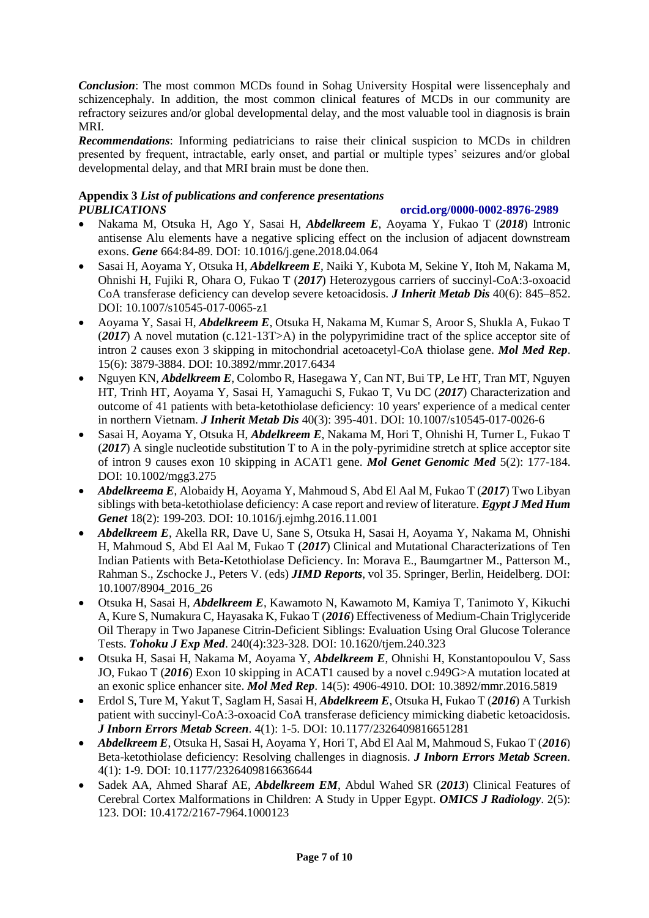***Conclusion***: The most common MCDs found in Sohag University Hospital were lissencephaly and schizencephaly. In addition, the most common clinical features of MCDs in our community are refractory seizures and/or global developmental delay, and the most valuable tool in diagnosis is brain MRI.

***Recommendations***: Informing pediatricians to raise their clinical suspicion to MCDs in children presented by frequent, intractable, early onset, and partial or multiple types' seizures and/or global developmental delay, and that MRI brain must be done then.

**Appendix 3** ***List of publications and conference presentations***

***PUBLICATIONS*** **orcid.org/0000-0002-8976-2989**

- Nakama M, Otsuka H, Ago Y, Sasai H, ***Abdelkreem E***, Aoyama Y, Fukao T (***2018***) Intronic antisense Alu elements have a negative splicing effect on the inclusion of adjacent downstream exons. ***Gene*** 664:84-89. DOI: 10.1016/j.gene.2018.04.064
- Sasai H, Aoyama Y, Otsuka H, ***Abdelkreem E***, Naiki Y, Kubota M, Sekine Y, Itoh M, Nakama M, Ohnishi H, Fujiki R, Ohara O, Fukao T (***2017***) Heterozygous carriers of succinyl-CoA:3-oxoacid CoA transferase deficiency can develop severe ketoacidosis. ***J Inherit Metab Dis*** 40(6): 845–852. DOI: 10.1007/s10545-017-0065-z1
- Aoyama Y, Sasai H, ***Abdelkreem E***, Otsuka H, Nakama M, Kumar S, Aroor S, Shukla A, Fukao T (***2017***) A novel mutation (c.121-13T>A) in the polypyrimidine tract of the splice acceptor site of intron 2 causes exon 3 skipping in mitochondrial acetoacetyl-CoA thiolase gene. ***Mol Med Rep***. 15(6): 3879-3884. DOI: 10.3892/mmr.2017.6434
- Nguyen KN, ***Abdelkreem E***, Colombo R, Hasegawa Y, Can NT, Bui TP, Le HT, Tran MT, Nguyen HT, Trinh HT, Aoyama Y, Sasai H, Yamaguchi S, Fukao T, Vu DC (***2017***) Characterization and outcome of 41 patients with beta-ketothiolase deficiency: 10 years' experience of a medical center in northern Vietnam. ***J Inherit Metab Dis*** 40(3): 395-401. DOI: 10.1007/s10545-017-0026-6
- Sasai H, Aoyama Y, Otsuka H, ***Abdelkreem E***, Nakama M, Hori T, Ohnishi H, Turner L, Fukao T (***2017***) A single nucleotide substitution T to A in the poly-pyrimidine stretch at splice acceptor site of intron 9 causes exon 10 skipping in ACAT1 gene. ***Mol Genet Genomic Med*** 5(2): 177-184. DOI: 10.1002/mgg3.275
- ***Abdelkreema E***, Alobaidy H, Aoyama Y, Mahmoud S, Abd El Aal M, Fukao T (***2017***) Two Libyan siblings with beta-ketothiolase deficiency: A case report and review of literature. ***Egypt J Med Hum Genet*** 18(2): 199-203. DOI: 10.1016/j.ejmhg.2016.11.001
- ***Abdelkreem E***, Akella RR, Dave U, Sane S, Otsuka H, Sasai H, Aoyama Y, Nakama M, Ohnishi H, Mahmoud S, Abd El Aal M, Fukao T (***2017***) Clinical and Mutational Characterizations of Ten Indian Patients with Beta-Ketothiolase Deficiency. In: Morava E., Baumgartner M., Patterson M., Rahman S., Zschocke J., Peters V. (eds) ***JIMD Reports***, vol 35. Springer, Berlin, Heidelberg. DOI: 10.1007/8904_2016_26
- Otsuka H, Sasai H, ***Abdelkreem E***, Kawamoto N, Kawamoto M, Kamiya T, Tanimoto Y, Kikuchi A, Kure S, Numakura C, Hayasaka K, Fukao T (***2016***) Effectiveness of Medium-Chain Triglyceride Oil Therapy in Two Japanese Citrin-Deficient Siblings: Evaluation Using Oral Glucose Tolerance Tests. ***Tohoku J Exp Med***. 240(4):323-328. DOI: 10.1620/tjem.240.323
- Otsuka H, Sasai H, Nakama M, Aoyama Y, ***Abdelkreem E***, Ohnishi H, Konstantopoulou V, Sass JO, Fukao T (***2016***) Exon 10 skipping in ACAT1 caused by a novel c.949G>A mutation located at an exonic splice enhancer site. ***Mol Med Rep***. 14(5): 4906-4910. DOI: 10.3892/mmr.2016.5819
- Erdol S, Ture M, Yakut T, Saglam H, Sasai H, ***Abdelkreem E***, Otsuka H, Fukao T (***2016***) A Turkish patient with succinyl-CoA:3-oxoacid CoA transferase deficiency mimicking diabetic ketoacidosis. ***J Inborn Errors Metab Screen***. 4(1): 1-5. DOI: 10.1177/2326409816651281
- ***Abdelkreem E***, Otsuka H, Sasai H, Aoyama Y, Hori T, Abd El Aal M, Mahmoud S, Fukao T (***2016***) Beta-ketothiolase deficiency: Resolving challenges in diagnosis. ***J Inborn Errors Metab Screen***. 4(1): 1-9. DOI: 10.1177/2326409816636644
- Sadek AA, Ahmed Sharaf AE, ***Abdelkreem EM***, Abdul Wahed SR (***2013***) Clinical Features of Cerebral Cortex Malformations in Children: A Study in Upper Egypt. ***OMICS J Radiology***. 2(5): 123. DOI: 10.4172/2167-7964.1000123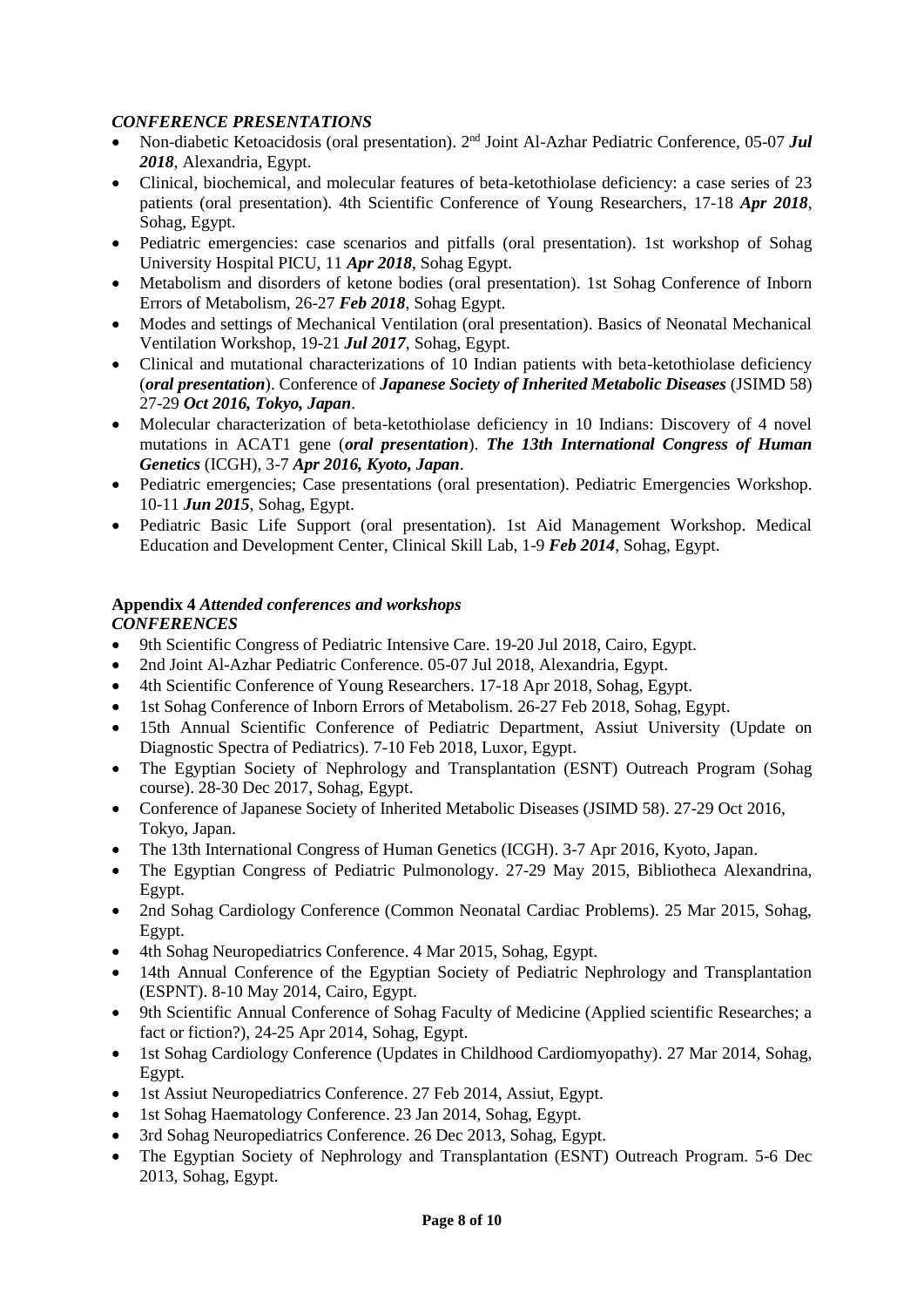### *CONFERENCE PRESENTATIONS*

- Non-diabetic Ketoacidosis (oral presentation). 2nd Joint Al-Azhar Pediatric Conference, 05-07 ***Jul 2018***, Alexandria, Egypt.
- Clinical, biochemical, and molecular features of beta-ketothiolase deficiency: a case series of 23 patients (oral presentation). 4th Scientific Conference of Young Researchers, 17-18 ***Apr 2018***, Sohag, Egypt.
- Pediatric emergencies: case scenarios and pitfalls (oral presentation). 1st workshop of Sohag University Hospital PICU, 11 ***Apr 2018***, Sohag Egypt.
- Metabolism and disorders of ketone bodies (oral presentation). 1st Sohag Conference of Inborn Errors of Metabolism, 26-27 ***Feb 2018***, Sohag Egypt.
- Modes and settings of Mechanical Ventilation (oral presentation). Basics of Neonatal Mechanical Ventilation Workshop, 19-21 ***Jul 2017***, Sohag, Egypt.
- Clinical and mutational characterizations of 10 Indian patients with beta-ketothiolase deficiency (***oral presentation***). Conference of ***Japanese Society of Inherited Metabolic Diseases*** (JSIMD 58) 27-29 ***Oct 2016, Tokyo, Japan***.
- Molecular characterization of beta-ketothiolase deficiency in 10 Indians: Discovery of 4 novel mutations in ACAT1 gene (***oral presentation***). ***The 13th International Congress of Human Genetics*** (ICGH), 3-7 ***Apr 2016, Kyoto, Japan***.
- Pediatric emergencies; Case presentations (oral presentation). Pediatric Emergencies Workshop. 10-11 ***Jun 2015***, Sohag, Egypt.
- Pediatric Basic Life Support (oral presentation). 1st Aid Management Workshop. Medical Education and Development Center, Clinical Skill Lab, 1-9 ***Feb 2014***, Sohag, Egypt.

## **Appendix 4** *Attended conferences and workshops*

### *CONFERENCES*

- 9th Scientific Congress of Pediatric Intensive Care. 19-20 Jul 2018, Cairo, Egypt.
- 2nd Joint Al-Azhar Pediatric Conference. 05-07 Jul 2018, Alexandria, Egypt.
- 4th Scientific Conference of Young Researchers. 17-18 Apr 2018, Sohag, Egypt.
- 1st Sohag Conference of Inborn Errors of Metabolism. 26-27 Feb 2018, Sohag, Egypt.
- 15th Annual Scientific Conference of Pediatric Department, Assiut University (Update on Diagnostic Spectra of Pediatrics). 7-10 Feb 2018, Luxor, Egypt.
- The Egyptian Society of Nephrology and Transplantation (ESNT) Outreach Program (Sohag course). 28-30 Dec 2017, Sohag, Egypt.
- Conference of Japanese Society of Inherited Metabolic Diseases (JSIMD 58). 27-29 Oct 2016, Tokyo, Japan.
- The 13th International Congress of Human Genetics (ICGH). 3-7 Apr 2016, Kyoto, Japan.
- The Egyptian Congress of Pediatric Pulmonology. 27-29 May 2015, Bibliotheca Alexandrina, Egypt.
- 2nd Sohag Cardiology Conference (Common Neonatal Cardiac Problems). 25 Mar 2015, Sohag, Egypt.
- 4th Sohag Neuropediatrics Conference. 4 Mar 2015, Sohag, Egypt.
- 14th Annual Conference of the Egyptian Society of Pediatric Nephrology and Transplantation (ESPNT). 8-10 May 2014, Cairo, Egypt.
- 9th Scientific Annual Conference of Sohag Faculty of Medicine (Applied scientific Researches; a fact or fiction?), 24-25 Apr 2014, Sohag, Egypt.
- 1st Sohag Cardiology Conference (Updates in Childhood Cardiomyopathy). 27 Mar 2014, Sohag, Egypt.
- 1st Assiut Neuropediatrics Conference. 27 Feb 2014, Assiut, Egypt.
- 1st Sohag Haematology Conference. 23 Jan 2014, Sohag, Egypt.
- 3rd Sohag Neuropediatrics Conference. 26 Dec 2013, Sohag, Egypt.
- The Egyptian Society of Nephrology and Transplantation (ESNT) Outreach Program. 5-6 Dec 2013, Sohag, Egypt.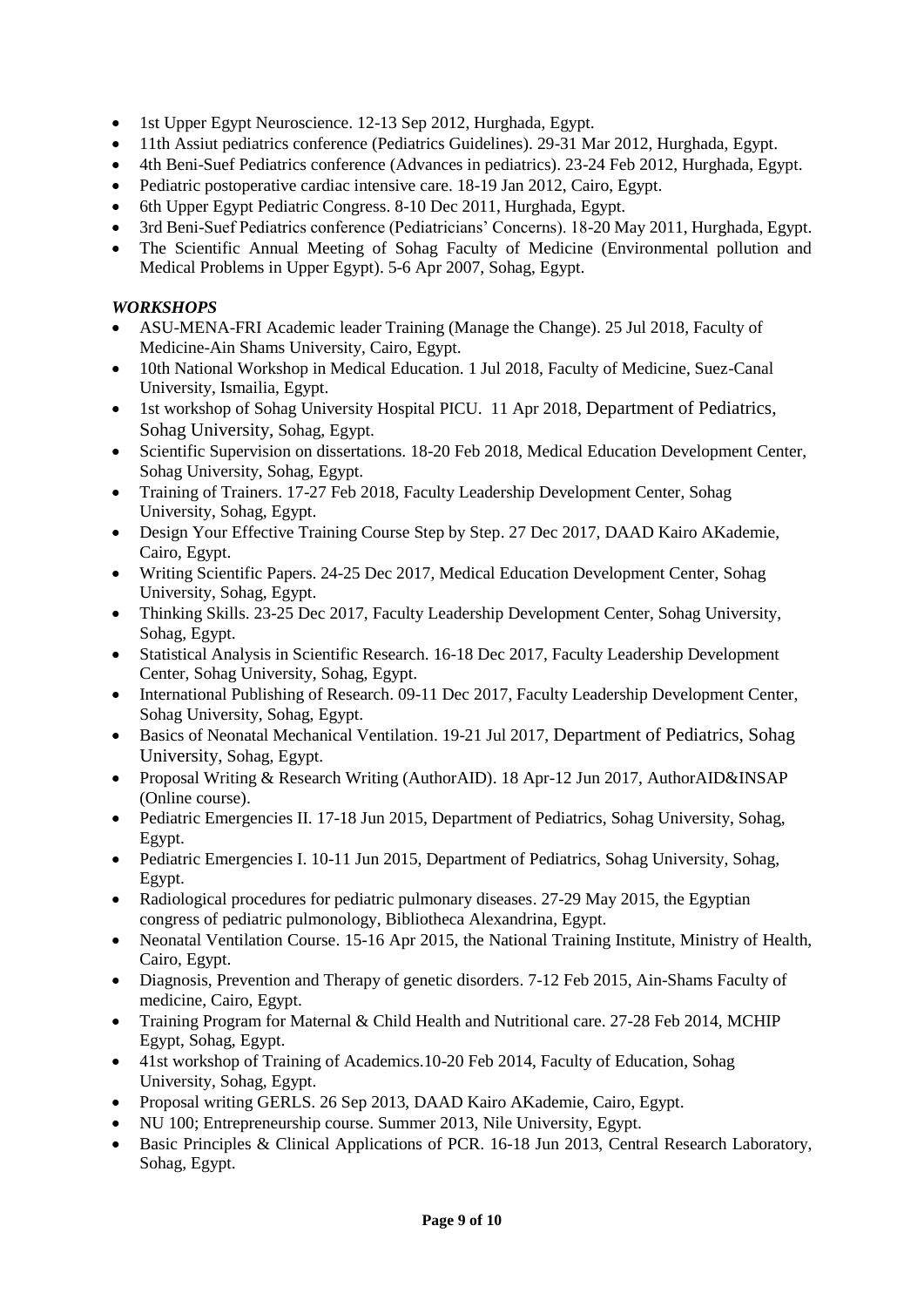- 1st Upper Egypt Neuroscience. 12-13 Sep 2012, Hurghada, Egypt.
- 11th Assiut pediatrics conference (Pediatrics Guidelines). 29-31 Mar 2012, Hurghada, Egypt.
- 4th Beni-Suef Pediatrics conference (Advances in pediatrics). 23-24 Feb 2012, Hurghada, Egypt.
- Pediatric postoperative cardiac intensive care. 18-19 Jan 2012, Cairo, Egypt.
- 6th Upper Egypt Pediatric Congress. 8-10 Dec 2011, Hurghada, Egypt.
- 3rd Beni-Suef Pediatrics conference (Pediatricians' Concerns). 18-20 May 2011, Hurghada, Egypt.
- The Scientific Annual Meeting of Sohag Faculty of Medicine (Environmental pollution and Medical Problems in Upper Egypt). 5-6 Apr 2007, Sohag, Egypt.

### *WORKSHOPS*

- ASU-MENA-FRI Academic leader Training (Manage the Change). 25 Jul 2018, Faculty of Medicine-Ain Shams University, Cairo, Egypt.
- 10th National Workshop in Medical Education. 1 Jul 2018, Faculty of Medicine, Suez-Canal University, Ismailia, Egypt.
- 1st workshop of Sohag University Hospital PICU. 11 Apr 2018, Department of Pediatrics, Sohag University, Sohag, Egypt.
- Scientific Supervision on dissertations. 18-20 Feb 2018, Medical Education Development Center, Sohag University, Sohag, Egypt.
- Training of Trainers. 17-27 Feb 2018, Faculty Leadership Development Center, Sohag University, Sohag, Egypt.
- Design Your Effective Training Course Step by Step. 27 Dec 2017, DAAD Kairo AKademie, Cairo, Egypt.
- Writing Scientific Papers. 24-25 Dec 2017, Medical Education Development Center, Sohag University, Sohag, Egypt.
- Thinking Skills. 23-25 Dec 2017, Faculty Leadership Development Center, Sohag University, Sohag, Egypt.
- Statistical Analysis in Scientific Research. 16-18 Dec 2017, Faculty Leadership Development Center, Sohag University, Sohag, Egypt.
- International Publishing of Research. 09-11 Dec 2017, Faculty Leadership Development Center, Sohag University, Sohag, Egypt.
- Basics of Neonatal Mechanical Ventilation. 19-21 Jul 2017, Department of Pediatrics, Sohag University, Sohag, Egypt.
- Proposal Writing & Research Writing (AuthorAID). 18 Apr-12 Jun 2017, AuthorAID&INSAP (Online course).
- Pediatric Emergencies II. 17-18 Jun 2015, Department of Pediatrics, Sohag University, Sohag, Egypt.
- Pediatric Emergencies I. 10-11 Jun 2015, Department of Pediatrics, Sohag University, Sohag, Egypt.
- Radiological procedures for pediatric pulmonary diseases. 27-29 May 2015, the Egyptian congress of pediatric pulmonology, Bibliotheca Alexandrina, Egypt.
- Neonatal Ventilation Course. 15-16 Apr 2015, the National Training Institute, Ministry of Health, Cairo, Egypt.
- Diagnosis, Prevention and Therapy of genetic disorders. 7-12 Feb 2015, Ain-Shams Faculty of medicine, Cairo, Egypt.
- Training Program for Maternal & Child Health and Nutritional care. 27-28 Feb 2014, MCHIP Egypt, Sohag, Egypt.
- 41st workshop of Training of Academics.10-20 Feb 2014, Faculty of Education, Sohag University, Sohag, Egypt.
- Proposal writing GERLS. 26 Sep 2013, DAAD Kairo AKademie, Cairo, Egypt.
- NU 100; Entrepreneurship course. Summer 2013, Nile University, Egypt.
- Basic Principles & Clinical Applications of PCR. 16-18 Jun 2013, Central Research Laboratory, Sohag, Egypt.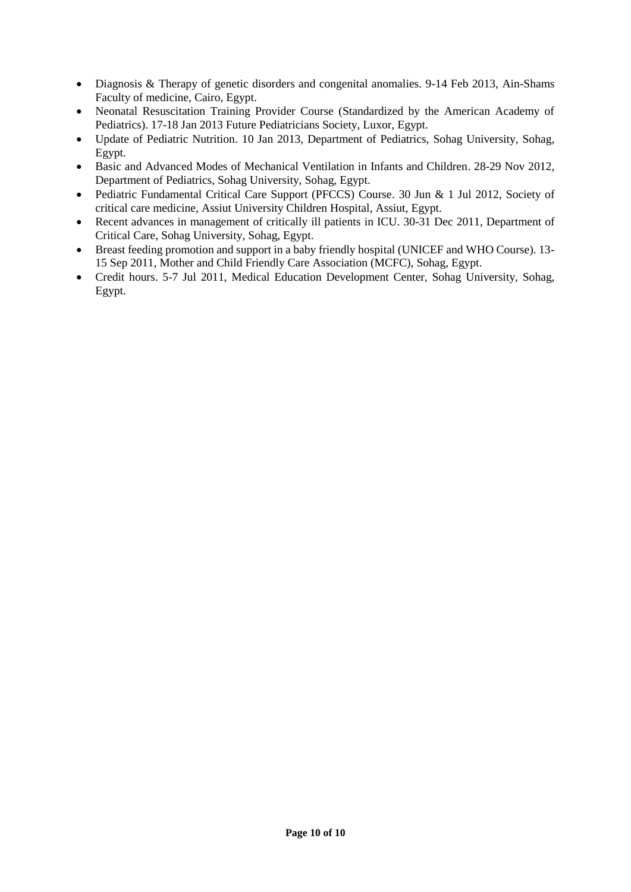- Diagnosis & Therapy of genetic disorders and congenital anomalies. 9-14 Feb 2013, Ain-Shams Faculty of medicine, Cairo, Egypt.
- Neonatal Resuscitation Training Provider Course (Standardized by the American Academy of Pediatrics). 17-18 Jan 2013 Future Pediatricians Society, Luxor, Egypt.
- Update of Pediatric Nutrition. 10 Jan 2013, Department of Pediatrics, Sohag University, Sohag, Egypt.
- Basic and Advanced Modes of Mechanical Ventilation in Infants and Children. 28-29 Nov 2012, Department of Pediatrics, Sohag University, Sohag, Egypt.
- Pediatric Fundamental Critical Care Support (PFCCS) Course. 30 Jun & 1 Jul 2012, Society of critical care medicine, Assiut University Children Hospital, Assiut, Egypt.
- Recent advances in management of critically ill patients in ICU. 30-31 Dec 2011, Department of Critical Care, Sohag University, Sohag, Egypt.
- Breast feeding promotion and support in a baby friendly hospital (UNICEF and WHO Course). 13-15 Sep 2011, Mother and Child Friendly Care Association (MCFC), Sohag, Egypt.
- Credit hours. 5-7 Jul 2011, Medical Education Development Center, Sohag University, Sohag, Egypt.